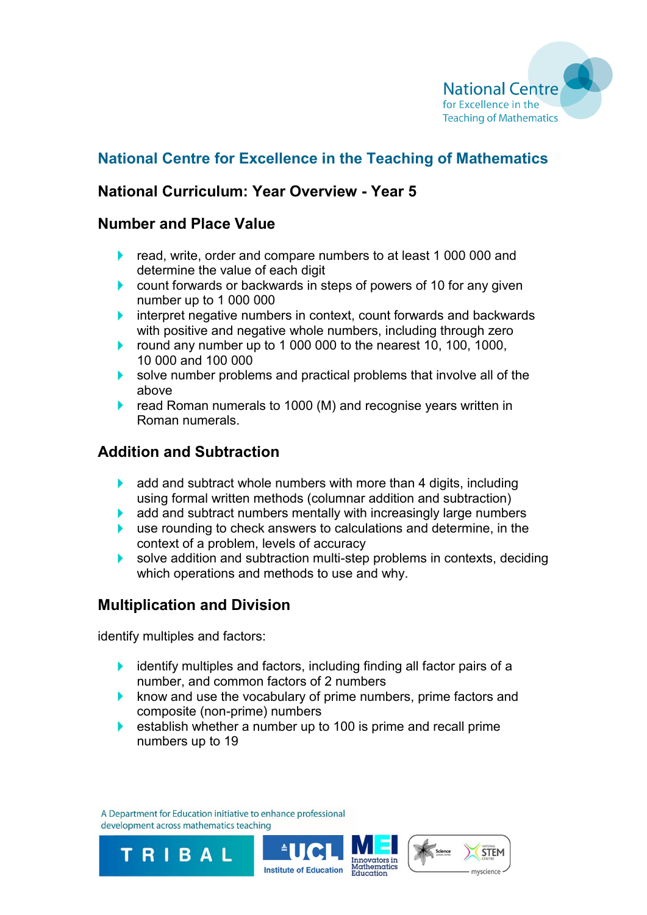## National Centre for Excellence in the Teaching of Mathematics

### National Curriculum: Year Overview - Year 5

### Number and Place Value

- read, write, order and compare numbers to at least 1 000 000 and determine the value of each digit
- count forwards or backwards in steps of powers of 10 for any given number up to 1 000 000
- interpret negative numbers in context, count forwards and backwards with positive and negative whole numbers, including through zero
- round any number up to 1 000 000 to the nearest 10, 100, 1000, 10 000 and 100 000
- solve number problems and practical problems that involve all of the above
- read Roman numerals to 1000 (M) and recognise years written in Roman numerals.

### Addition and Subtraction

- add and subtract whole numbers with more than 4 digits, including using formal written methods (columnar addition and subtraction)
- add and subtract numbers mentally with increasingly large numbers
- use rounding to check answers to calculations and determine, in the context of a problem, levels of accuracy
- solve addition and subtraction multi-step problems in contexts, deciding which operations and methods to use and why.

### Multiplication and Division

identify multiples and factors:

- identify multiples and factors, including finding all factor pairs of a number, and common factors of 2 numbers
- know and use the vocabulary of prime numbers, prime factors and composite (non-prime) numbers
- establish whether a number up to 100 is prime and recall prime numbers up to 19

A Department for Education initiative to enhance professional development across mathematics teaching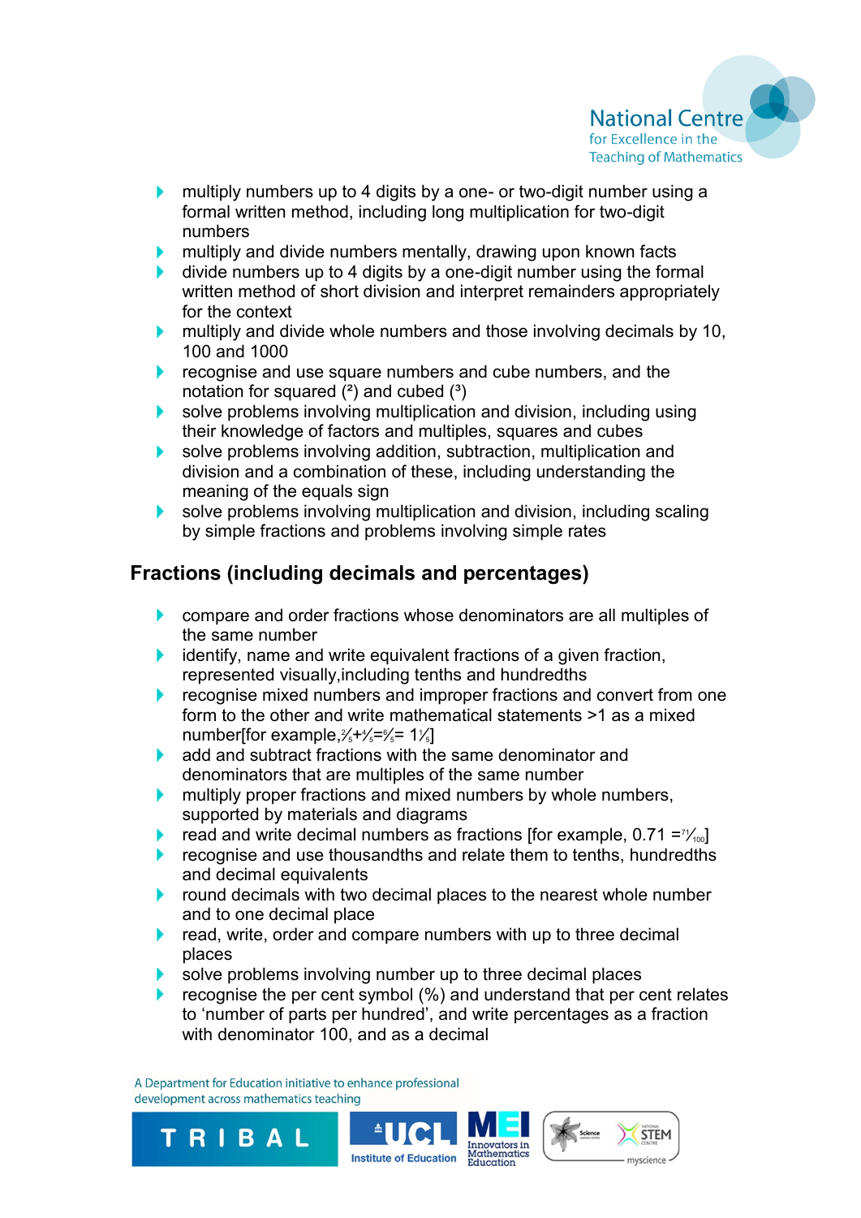- multiply numbers up to 4 digits by a one- or two-digit number using a formal written method, including long multiplication for two-digit numbers
- multiply and divide numbers mentally, drawing upon known facts
- divide numbers up to 4 digits by a one-digit number using the formal written method of short division and interpret remainders appropriately for the context
- multiply and divide whole numbers and those involving decimals by 10, 100 and 1000
- recognise and use square numbers and cube numbers, and the notation for squared ($^2$) and cubed ($^3$)
- solve problems involving multiplication and division, including using their knowledge of factors and multiples, squares and cubes
- solve problems involving addition, subtraction, multiplication and division and a combination of these, including understanding the meaning of the equals sign
- solve problems involving multiplication and division, including scaling by simple fractions and problems involving simple rates

## Fractions (including decimals and percentages)

- compare and order fractions whose denominators are all multiples of the same number
- identify, name and write equivalent fractions of a given fraction, represented visually,including tenths and hundredths
- recognise mixed numbers and improper fractions and convert from one form to the other and write mathematical statements >1 as a mixed number[for example, $\frac{2}{5}+\frac{4}{5}=\frac{6}{5}= 1\frac{1}{5}$]
- add and subtract fractions with the same denominator and denominators that are multiples of the same number
- multiply proper fractions and mixed numbers by whole numbers, supported by materials and diagrams
- read and write decimal numbers as fractions [for example, 0.71 = $\frac{71}{100}$]
- recognise and use thousandths and relate them to tenths, hundredths and decimal equivalents
- round decimals with two decimal places to the nearest whole number and to one decimal place
- read, write, order and compare numbers with up to three decimal places
- solve problems involving number up to three decimal places
- recognise the per cent symbol (%) and understand that per cent relates to 'number of parts per hundred', and write percentages as a fraction with denominator 100, and as a decimal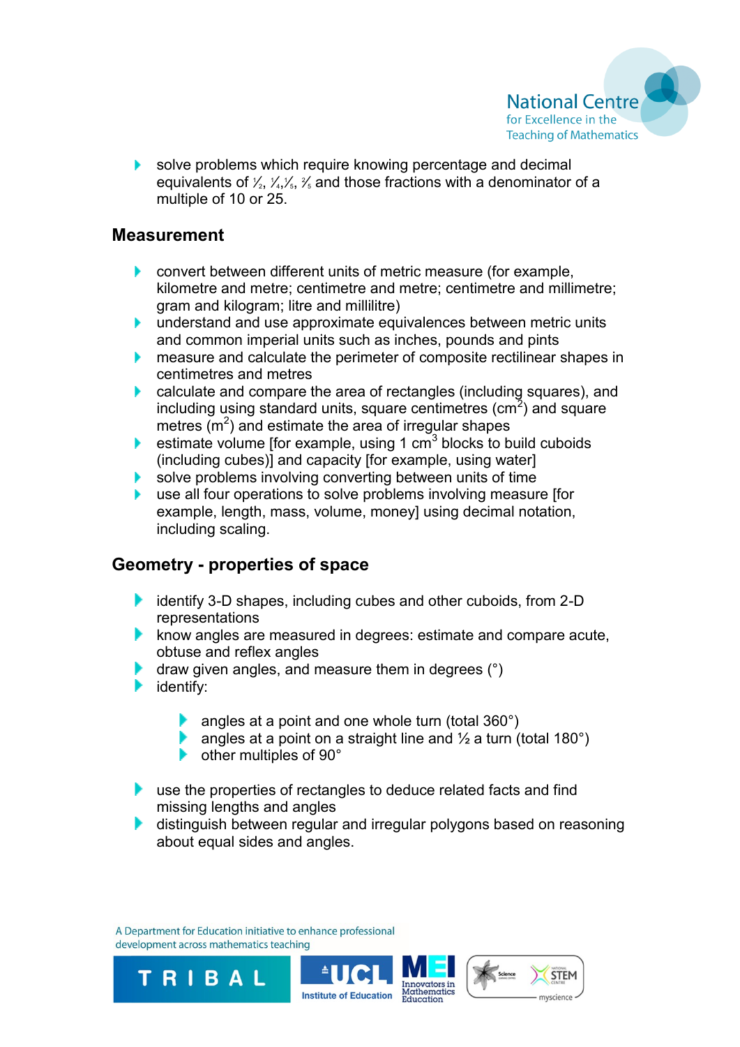- solve problems which require knowing percentage and decimal equivalents of $\frac{1}{2}$, $\frac{1}{4}$, $\frac{1}{5}$, $\frac{2}{5}$ and those fractions with a denominator of a multiple of 10 or 25.

## Measurement

- convert between different units of metric measure (for example, kilometre and metre; centimetre and metre; centimetre and millimetre; gram and kilogram; litre and millilitre)
- understand and use approximate equivalences between metric units and common imperial units such as inches, pounds and pints
- measure and calculate the perimeter of composite rectilinear shapes in centimetres and metres
- calculate and compare the area of rectangles (including squares), and including using standard units, square centimetres ($cm^2$) and square metres ($m^2$) and estimate the area of irregular shapes
- estimate volume [for example, using 1 $cm^3$ blocks to build cuboids (including cubes)] and capacity [for example, using water]
- solve problems involving converting between units of time
- use all four operations to solve problems involving measure [for example, length, mass, volume, money] using decimal notation, including scaling.

## Geometry - properties of space

- identify 3-D shapes, including cubes and other cuboids, from 2-D representations
- know angles are measured in degrees: estimate and compare acute, obtuse and reflex angles
- draw given angles, and measure them in degrees (°)
- identify:
  - angles at a point and one whole turn (total 360°)
  - angles at a point on a straight line and ½ a turn (total 180°)
  - other multiples of 90°
- use the properties of rectangles to deduce related facts and find missing lengths and angles
- distinguish between regular and irregular polygons based on reasoning about equal sides and angles.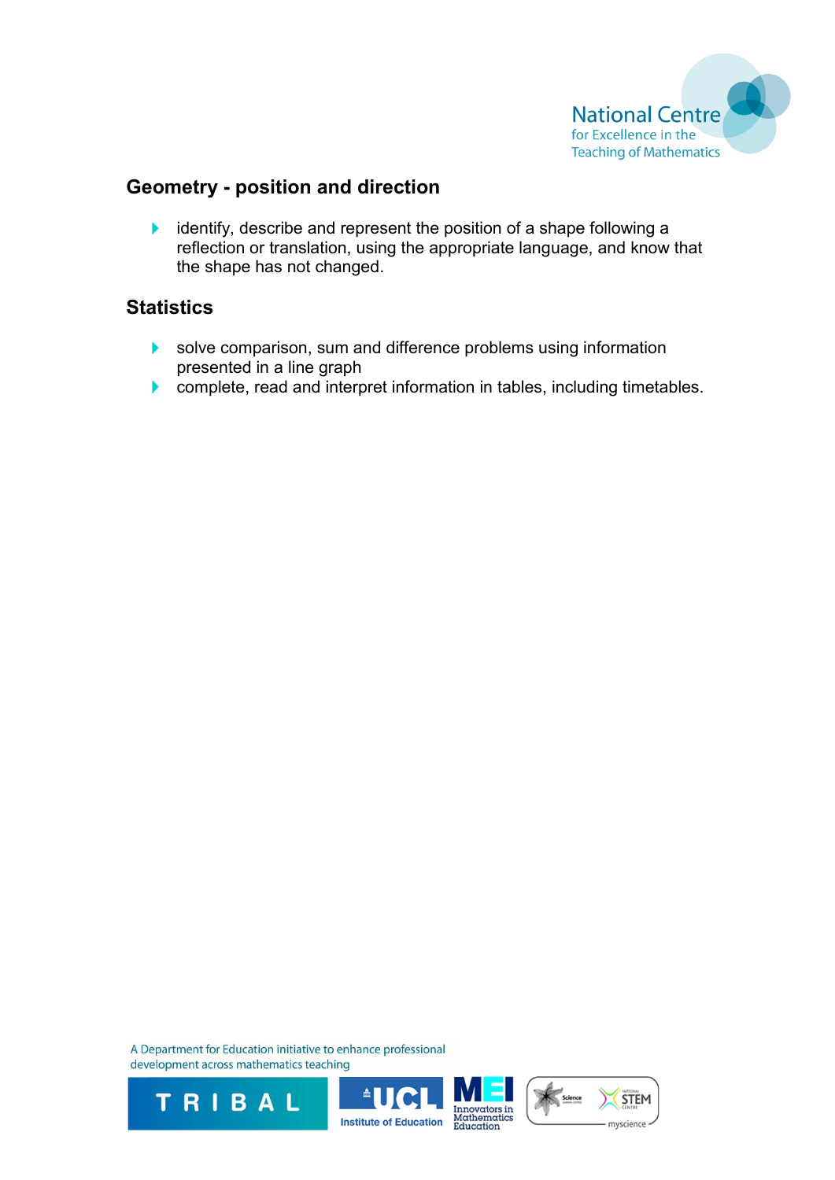## Geometry - position and direction

- identify, describe and represent the position of a shape following a reflection or translation, using the appropriate language, and know that the shape has not changed.

## Statistics

- solve comparison, sum and difference problems using information presented in a line graph
- complete, read and interpret information in tables, including timetables.